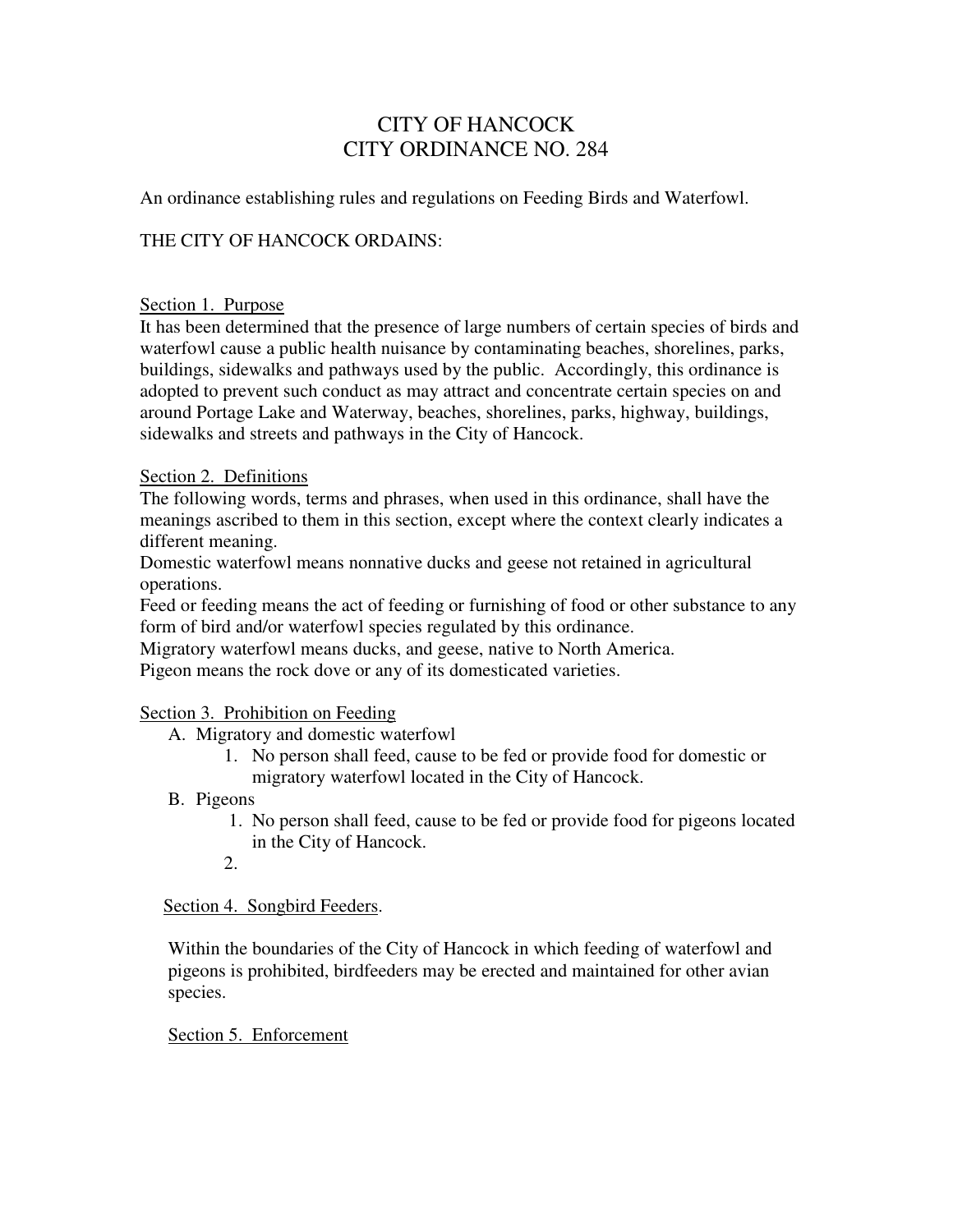# CITY OF HANCOCK
# CITY ORDINANCE NO. 284

An ordinance establishing rules and regulations on Feeding Birds and Waterfowl.

THE CITY OF HANCOCK ORDAINS:

## Section 1. Purpose

It has been determined that the presence of large numbers of certain species of birds and waterfowl cause a public health nuisance by contaminating beaches, shorelines, parks, buildings, sidewalks and pathways used by the public. Accordingly, this ordinance is adopted to prevent such conduct as may attract and concentrate certain species on and around Portage Lake and Waterway, beaches, shorelines, parks, highway, buildings, sidewalks and streets and pathways in the City of Hancock.

## Section 2. Definitions

The following words, terms and phrases, when used in this ordinance, shall have the meanings ascribed to them in this section, except where the context clearly indicates a different meaning.

Domestic waterfowl means nonnative ducks and geese not retained in agricultural operations.

Feed or feeding means the act of feeding or furnishing of food or other substance to any form of bird and/or waterfowl species regulated by this ordinance.

Migratory waterfowl means ducks, and geese, native to North America.

Pigeon means the rock dove or any of its domesticated varieties.

## Section 3. Prohibition on Feeding

A. Migratory and domestic waterfowl
   1. No person shall feed, cause to be fed or provide food for domestic or migratory waterfowl located in the City of Hancock.

B. Pigeons
   1. No person shall feed, cause to be fed or provide food for pigeons located in the City of Hancock.
   2.

## Section 4. Songbird Feeders.

Within the boundaries of the City of Hancock in which feeding of waterfowl and pigeons is prohibited, birdfeeders may be erected and maintained for other avian species.

## Section 5. Enforcement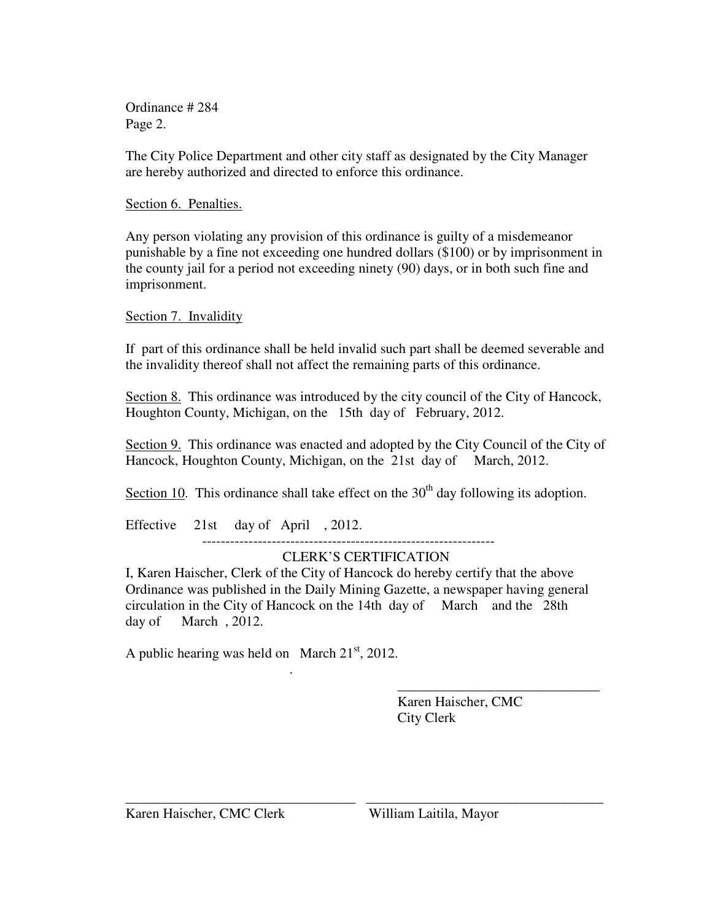Ordinance # 284
Page 2.

The City Police Department and other city staff as designated by the City Manager are hereby authorized and directed to enforce this ordinance.

Section 6. Penalties.

Any person violating any provision of this ordinance is guilty of a misdemeanor punishable by a fine not exceeding one hundred dollars ($100) or by imprisonment in the county jail for a period not exceeding ninety (90) days, or in both such fine and imprisonment.

Section 7. Invalidity

If part of this ordinance shall be held invalid such part shall be deemed severable and the invalidity thereof shall not affect the remaining parts of this ordinance.

Section 8. This ordinance was introduced by the city council of the City of Hancock, Houghton County, Michigan, on the 15th day of February, 2012.

Section 9. This ordinance was enacted and adopted by the City Council of the City of Hancock, Houghton County, Michigan, on the 21st day of March, 2012.

Section 10. This ordinance shall take effect on the 30th day following its adoption.

Effective 21st day of April , 2012.

---

CLERK'S CERTIFICATION

I, Karen Haischer, Clerk of the City of Hancock do hereby certify that the above Ordinance was published in the Daily Mining Gazette, a newspaper having general circulation in the City of Hancock on the 14th day of March and the 28th day of March , 2012.

A public hearing was held on March 21st, 2012.

\_\_\_\_\_\_\_\_\_\_\_\_\_\_\_\_\_\_\_\_\_\_\_\_\_\_\_\_\_\_
Karen Haischer, CMC
City Clerk

\_\_\_\_\_\_\_\_\_\_\_\_\_\_\_\_\_\_\_\_\_\_\_\_\_\_\_\_\_\_ \_\_\_\_\_\_\_\_\_\_\_\_\_\_\_\_\_\_\_\_\_\_\_\_\_\_\_\_\_\_

Karen Haischer, CMC Clerk William Laitila, Mayor